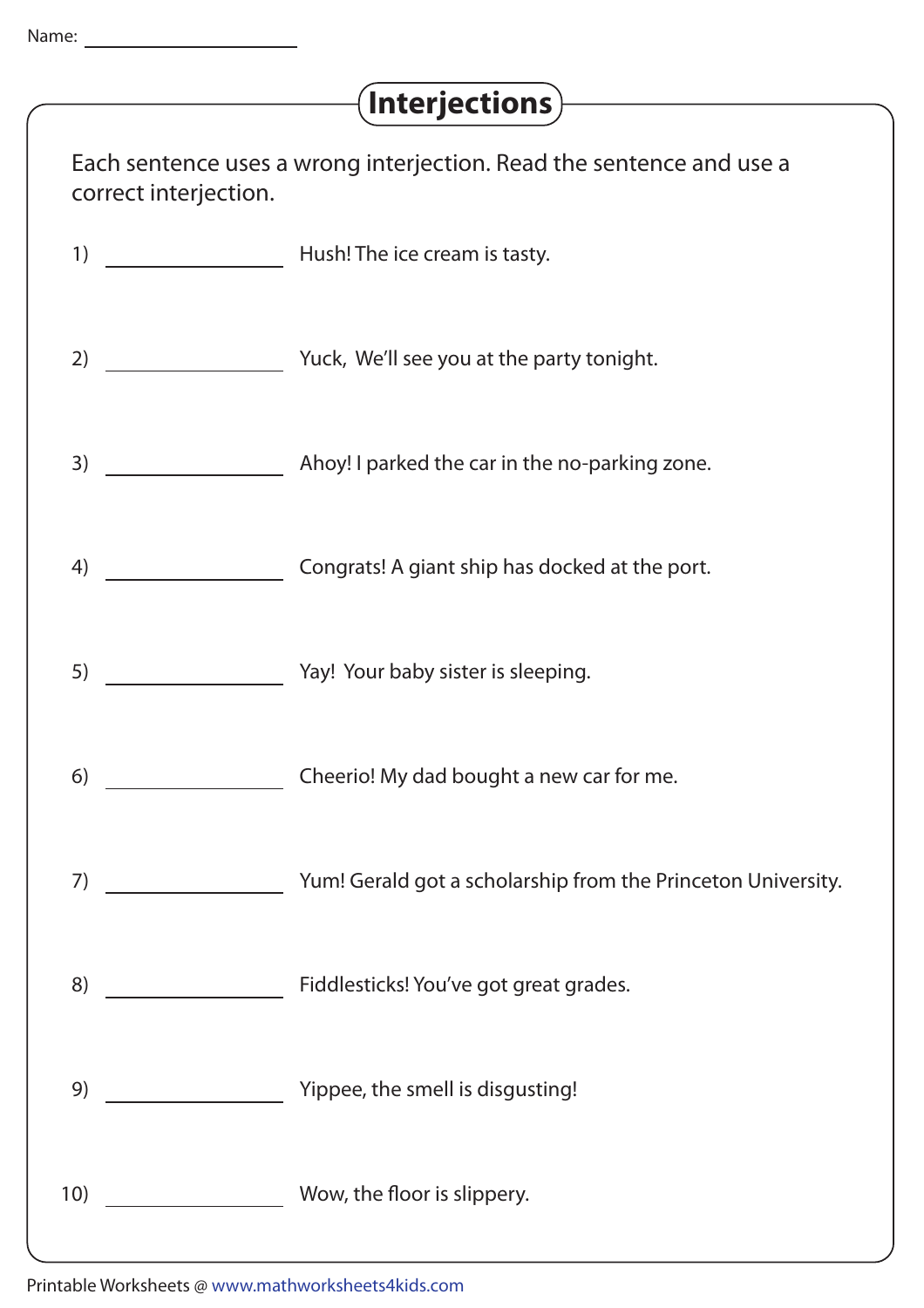Name: \_\_\_\_\_\_\_\_\_\_\_\_\_\_\_\_\_\_

# Interjections

Each sentence uses a wrong interjection. Read the sentence and use a correct interjection.

1) \_\_\_\_\_\_\_\_\_\_\_\_\_\_\_\_ Hush! The ice cream is tasty.

2) \_\_\_\_\_\_\_\_\_\_\_\_\_\_\_\_ Yuck, We'll see you at the party tonight.

3) \_\_\_\_\_\_\_\_\_\_\_\_\_\_\_\_ Ahoy! I parked the car in the no-parking zone.

4) \_\_\_\_\_\_\_\_\_\_\_\_\_\_\_\_ Congrats! A giant ship has docked at the port.

5) \_\_\_\_\_\_\_\_\_\_\_\_\_\_\_\_ Yay! Your baby sister is sleeping.

6) \_\_\_\_\_\_\_\_\_\_\_\_\_\_\_\_ Cheerio! My dad bought a new car for me.

7) \_\_\_\_\_\_\_\_\_\_\_\_\_\_\_\_ Yum! Gerald got a scholarship from the Princeton University.

8) \_\_\_\_\_\_\_\_\_\_\_\_\_\_\_\_ Fiddlesticks! You've got great grades.

9) \_\_\_\_\_\_\_\_\_\_\_\_\_\_\_\_ Yippee, the smell is disgusting!

10) \_\_\_\_\_\_\_\_\_\_\_\_\_\_\_\_ Wow, the floor is slippery.

Printable Worksheets @ www.mathworksheets4kids.com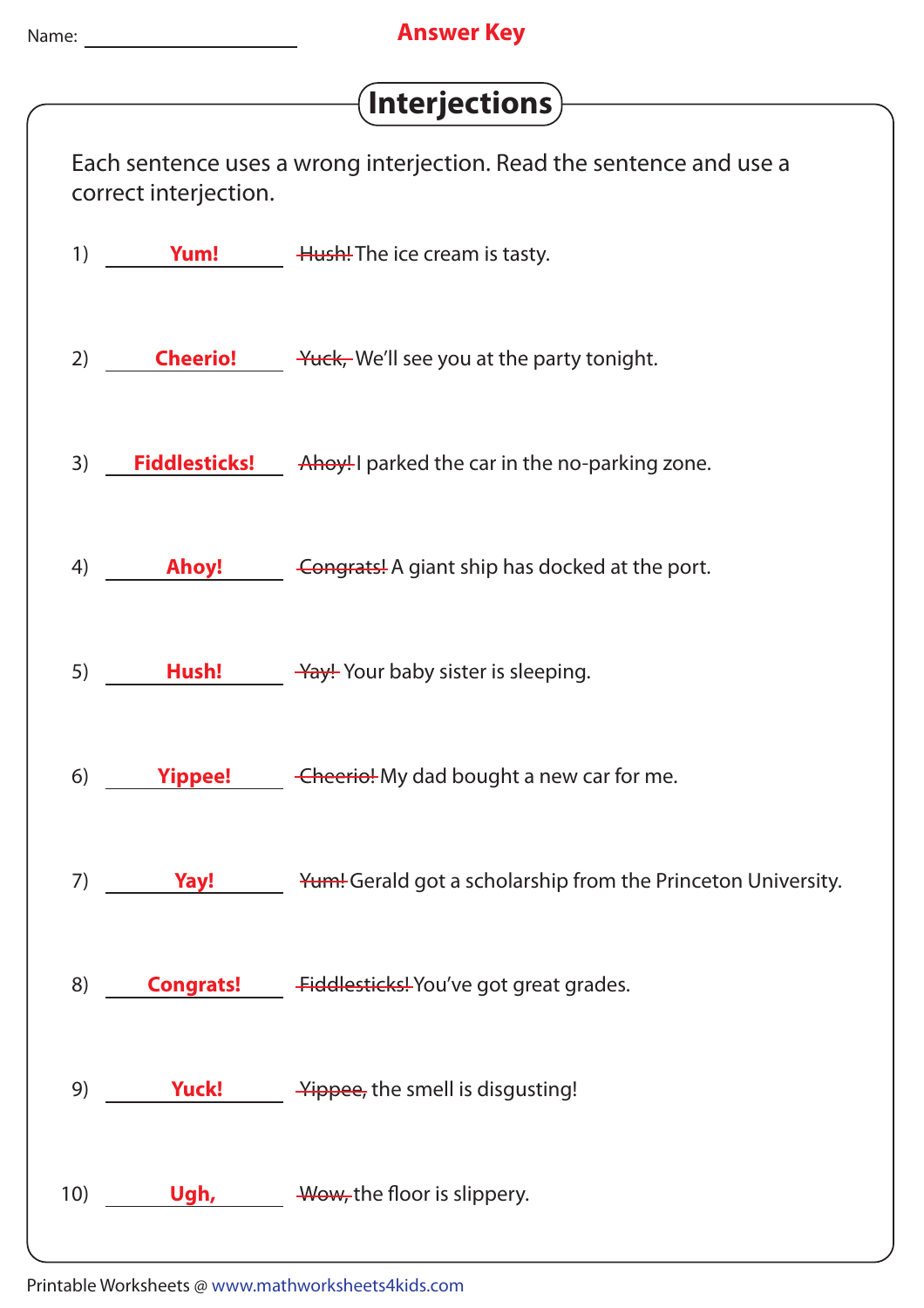Name: ____________________

**Answer Key**

# Interjections

Each sentence uses a wrong interjection. Read the sentence and use a correct interjection.

1) **Yum!** ~~Hush!~~ The ice cream is tasty.

2) **Cheerio!** ~~Yuck,~~ We'll see you at the party tonight.

3) **Fiddlesticks!** ~~Ahoy!~~ I parked the car in the no-parking zone.

4) **Ahoy!** ~~Congrats!~~ A giant ship has docked at the port.

5) **Hush!** ~~Yay!~~ Your baby sister is sleeping.

6) **Yippee!** ~~Cheerio!~~ My dad bought a new car for me.

7) **Yay!** ~~Yum!~~ Gerald got a scholarship from the Princeton University.

8) **Congrats!** ~~Fiddlesticks!~~ You've got great grades.

9) **Yuck!** ~~Yippee,~~ the smell is disgusting!

10) **Ugh,** ~~Wow,~~ the floor is slippery.

Printable Worksheets @ www.mathworksheets4kids.com